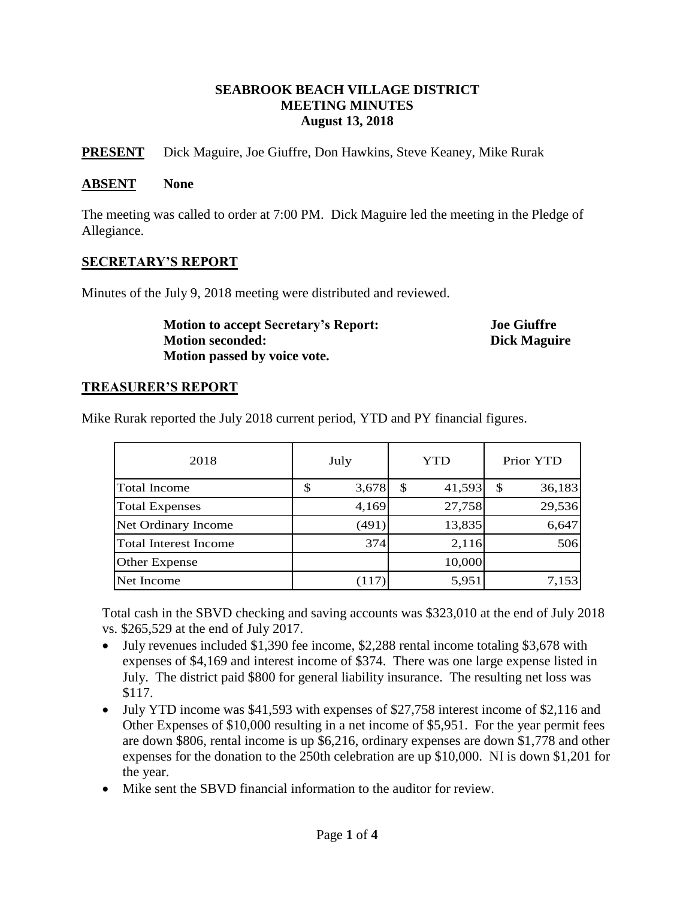**SEABROOK BEACH VILLAGE DISTRICT**
**MEETING MINUTES**
**August 13, 2018**

**PRESENT** Dick Maguire, Joe Giuffre, Don Hawkins, Steve Keaney, Mike Rurak

**ABSENT** **None**

The meeting was called to order at 7:00 PM. Dick Maguire led the meeting in the Pledge of Allegiance.

## SECRETARY'S REPORT

Minutes of the July 9, 2018 meeting were distributed and reviewed.

**Motion to accept Secretary's Report:** **Joe Giuffre**
**Motion seconded:** **Dick Maguire**
**Motion passed by voice vote.**

## TREASURER'S REPORT

Mike Rurak reported the July 2018 current period, YTD and PY financial figures.

| 2018 | July | YTD | Prior YTD |
|---|---|---|---|
| Total Income | $ 3,678 | $ 41,593 | $ 36,183 |
| Total Expenses | 4,169 | 27,758 | 29,536 |
| Net Ordinary Income | (491) | 13,835 | 6,647 |
| Total Interest Income | 374 | 2,116 | 506 |
| Other Expense | | 10,000 | |
| Net Income | (117) | 5,951 | 7,153 |

Total cash in the SBVD checking and saving accounts was $323,010 at the end of July 2018 vs. $265,529 at the end of July 2017.

- July revenues included $1,390 fee income, $2,288 rental income totaling $3,678 with expenses of $4,169 and interest income of $374. There was one large expense listed in July. The district paid $800 for general liability insurance. The resulting net loss was $117.
- July YTD income was $41,593 with expenses of $27,758 interest income of $2,116 and Other Expenses of $10,000 resulting in a net income of $5,951. For the year permit fees are down $806, rental income is up $6,216, ordinary expenses are down $1,778 and other expenses for the donation to the 250th celebration are up $10,000. NI is down $1,201 for the year.
- Mike sent the SBVD financial information to the auditor for review.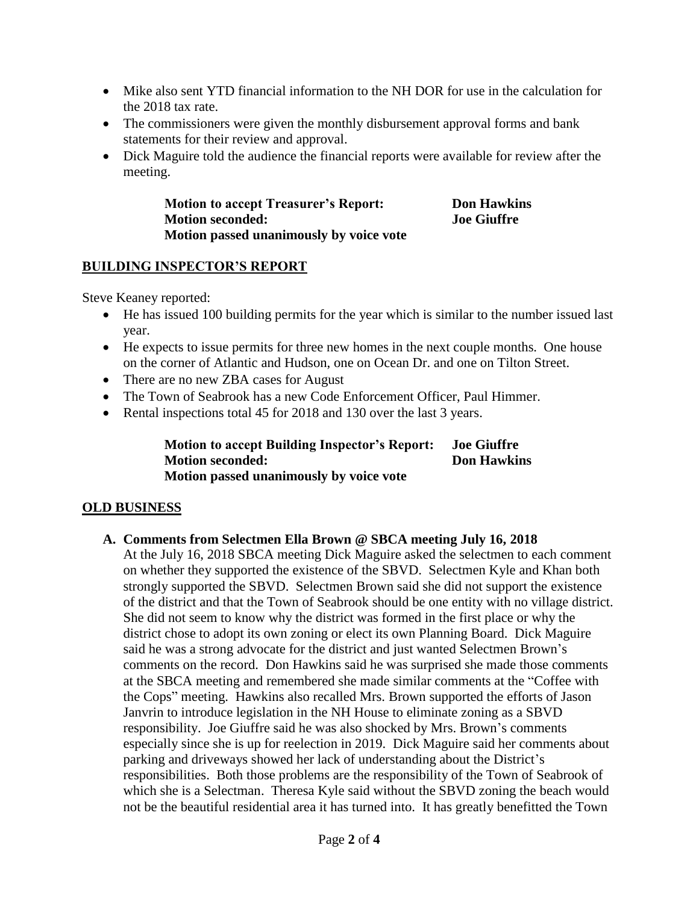- Mike also sent YTD financial information to the NH DOR for use in the calculation for the 2018 tax rate.
- The commissioners were given the monthly disbursement approval forms and bank statements for their review and approval.
- Dick Maguire told the audience the financial reports were available for review after the meeting.

> **Motion to accept Treasurer's Report: Don Hawkins**
> **Motion seconded: Joe Giuffre**
> **Motion passed unanimously by voice vote**

## BUILDING INSPECTOR'S REPORT

Steve Keaney reported:

- He has issued 100 building permits for the year which is similar to the number issued last year.
- He expects to issue permits for three new homes in the next couple months. One house on the corner of Atlantic and Hudson, one on Ocean Dr. and one on Tilton Street.
- There are no new ZBA cases for August
- The Town of Seabrook has a new Code Enforcement Officer, Paul Himmer.
- Rental inspections total 45 for 2018 and 130 over the last 3 years.

> **Motion to accept Building Inspector's Report: Joe Giuffre**
> **Motion seconded: Don Hawkins**
> **Motion passed unanimously by voice vote**

## OLD BUSINESS

**A. Comments from Selectmen Ella Brown @ SBCA meeting July 16, 2018**

At the July 16, 2018 SBCA meeting Dick Maguire asked the selectmen to each comment on whether they supported the existence of the SBVD. Selectmen Kyle and Khan both strongly supported the SBVD. Selectmen Brown said she did not support the existence of the district and that the Town of Seabrook should be one entity with no village district. She did not seem to know why the district was formed in the first place or why the district chose to adopt its own zoning or elect its own Planning Board. Dick Maguire said he was a strong advocate for the district and just wanted Selectmen Brown's comments on the record. Don Hawkins said he was surprised she made those comments at the SBCA meeting and remembered she made similar comments at the "Coffee with the Cops" meeting. Hawkins also recalled Mrs. Brown supported the efforts of Jason Janvrin to introduce legislation in the NH House to eliminate zoning as a SBVD responsibility. Joe Giuffre said he was also shocked by Mrs. Brown's comments especially since she is up for reelection in 2019. Dick Maguire said her comments about parking and driveways showed her lack of understanding about the District's responsibilities. Both those problems are the responsibility of the Town of Seabrook of which she is a Selectman. Theresa Kyle said without the SBVD zoning the beach would not be the beautiful residential area it has turned into. It has greatly benefitted the Town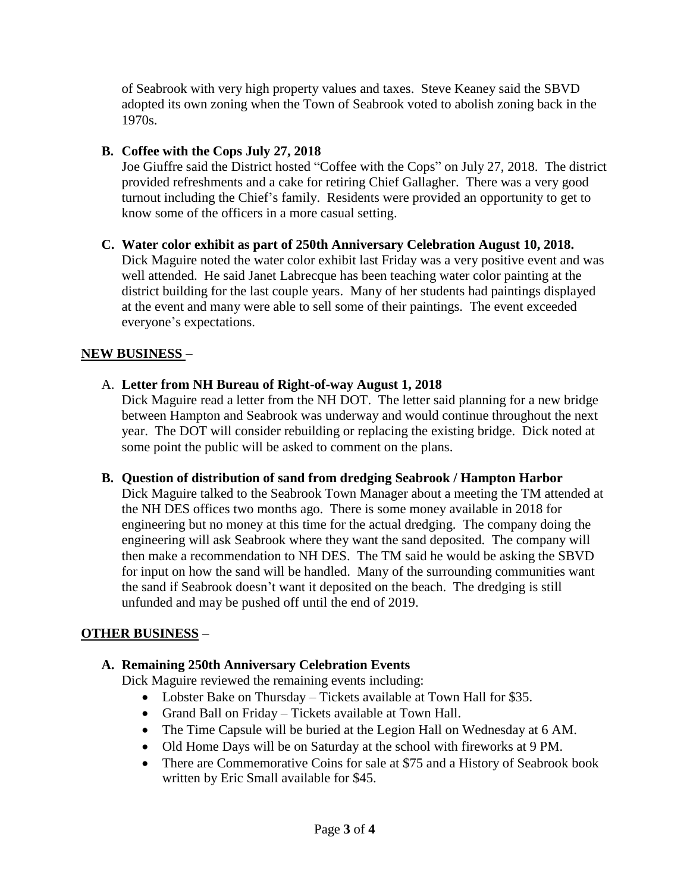of Seabrook with very high property values and taxes. Steve Keaney said the SBVD adopted its own zoning when the Town of Seabrook voted to abolish zoning back in the 1970s.

**B. Coffee with the Cops July 27, 2018**

Joe Giuffre said the District hosted "Coffee with the Cops" on July 27, 2018. The district provided refreshments and a cake for retiring Chief Gallagher. There was a very good turnout including the Chief's family. Residents were provided an opportunity to get to know some of the officers in a more casual setting.

**C. Water color exhibit as part of 250th Anniversary Celebration August 10, 2018.**

Dick Maguire noted the water color exhibit last Friday was a very positive event and was well attended. He said Janet Labrecque has been teaching water color painting at the district building for the last couple years. Many of her students had paintings displayed at the event and many were able to sell some of their paintings. The event exceeded everyone's expectations.

## NEW BUSINESS –

A. **Letter from NH Bureau of Right-of-way August 1, 2018**

Dick Maguire read a letter from the NH DOT. The letter said planning for a new bridge between Hampton and Seabrook was underway and would continue throughout the next year. The DOT will consider rebuilding or replacing the existing bridge. Dick noted at some point the public will be asked to comment on the plans.

**B. Question of distribution of sand from dredging Seabrook / Hampton Harbor**

Dick Maguire talked to the Seabrook Town Manager about a meeting the TM attended at the NH DES offices two months ago. There is some money available in 2018 for engineering but no money at this time for the actual dredging. The company doing the engineering will ask Seabrook where they want the sand deposited. The company will then make a recommendation to NH DES. The TM said he would be asking the SBVD for input on how the sand will be handled. Many of the surrounding communities want the sand if Seabrook doesn't want it deposited on the beach. The dredging is still unfunded and may be pushed off until the end of 2019.

## OTHER BUSINESS –

**A. Remaining 250th Anniversary Celebration Events**

Dick Maguire reviewed the remaining events including:

- Lobster Bake on Thursday – Tickets available at Town Hall for $35.
- Grand Ball on Friday – Tickets available at Town Hall.
- The Time Capsule will be buried at the Legion Hall on Wednesday at 6 AM.
- Old Home Days will be on Saturday at the school with fireworks at 9 PM.
- There are Commemorative Coins for sale at $75 and a History of Seabrook book written by Eric Small available for $45.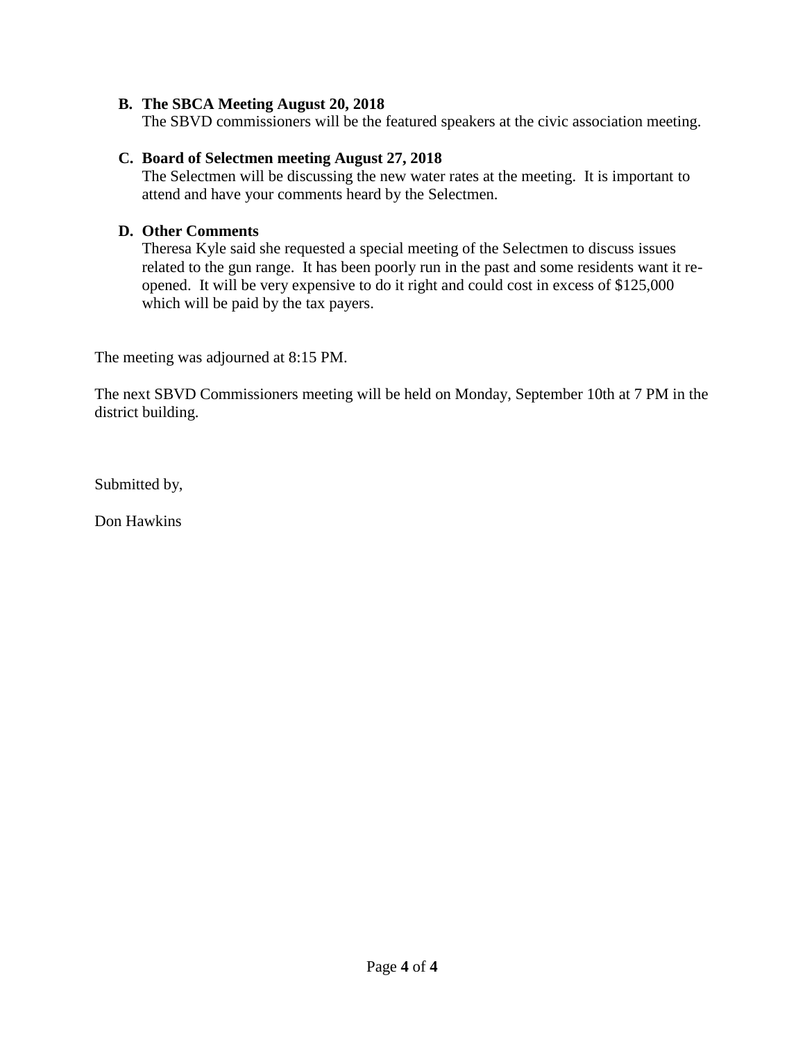**B. The SBCA Meeting August 20, 2018**

The SBVD commissioners will be the featured speakers at the civic association meeting.

**C. Board of Selectmen meeting August 27, 2018**

The Selectmen will be discussing the new water rates at the meeting. It is important to attend and have your comments heard by the Selectmen.

**D. Other Comments**

Theresa Kyle said she requested a special meeting of the Selectmen to discuss issues related to the gun range. It has been poorly run in the past and some residents want it re-opened. It will be very expensive to do it right and could cost in excess of $125,000 which will be paid by the tax payers.

The meeting was adjourned at 8:15 PM.

The next SBVD Commissioners meeting will be held on Monday, September 10th at 7 PM in the district building.

Submitted by,

Don Hawkins